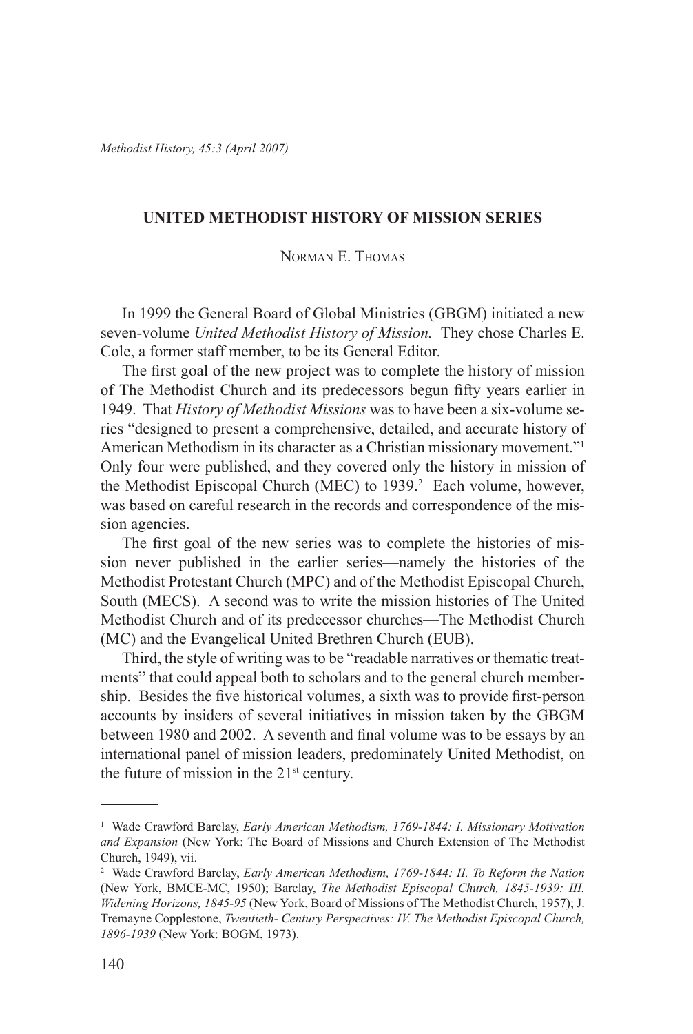# UNITED METHODIST HISTORY OF MISSION SERIES

Norman E. Thomas

In 1999 the General Board of Global Ministries (GBGM) initiated a new seven-volume *United Methodist History of Mission.* They chose Charles E. Cole, a former staff member, to be its General Editor.

The first goal of the new project was to complete the history of mission of The Methodist Church and its predecessors begun fifty years earlier in 1949. That *History of Methodist Missions* was to have been a six-volume series "designed to present a comprehensive, detailed, and accurate history of American Methodism in its character as a Christian missionary movement."[1] Only four were published, and they covered only the history in mission of the Methodist Episcopal Church (MEC) to 1939.[2] Each volume, however, was based on careful research in the records and correspondence of the mission agencies.

The first goal of the new series was to complete the histories of mission never published in the earlier series—namely the histories of the Methodist Protestant Church (MPC) and of the Methodist Episcopal Church, South (MECS). A second was to write the mission histories of The United Methodist Church and of its predecessor churches—The Methodist Church (MC) and the Evangelical United Brethren Church (EUB).

Third, the style of writing was to be "readable narratives or thematic treatments" that could appeal both to scholars and to the general church membership. Besides the five historical volumes, a sixth was to provide first-person accounts by insiders of several initiatives in mission taken by the GBGM between 1980 and 2002. A seventh and final volume was to be essays by an international panel of mission leaders, predominately United Methodist, on the future of mission in the 21st century.

---

[1] Wade Crawford Barclay, *Early American Methodism, 1769-1844: I. Missionary Motivation and Expansion* (New York: The Board of Missions and Church Extension of The Methodist Church, 1949), vii.

[2] Wade Crawford Barclay, *Early American Methodism, 1769-1844: II. To Reform the Nation* (New York, BMCE-MC, 1950); Barclay, *The Methodist Episcopal Church, 1845-1939: III. Widening Horizons, 1845-95* (New York, Board of Missions of The Methodist Church, 1957); J. Tremayne Copplestone, *Twentieth- Century Perspectives: IV. The Methodist Episcopal Church, 1896-1939* (New York: BOGM, 1973).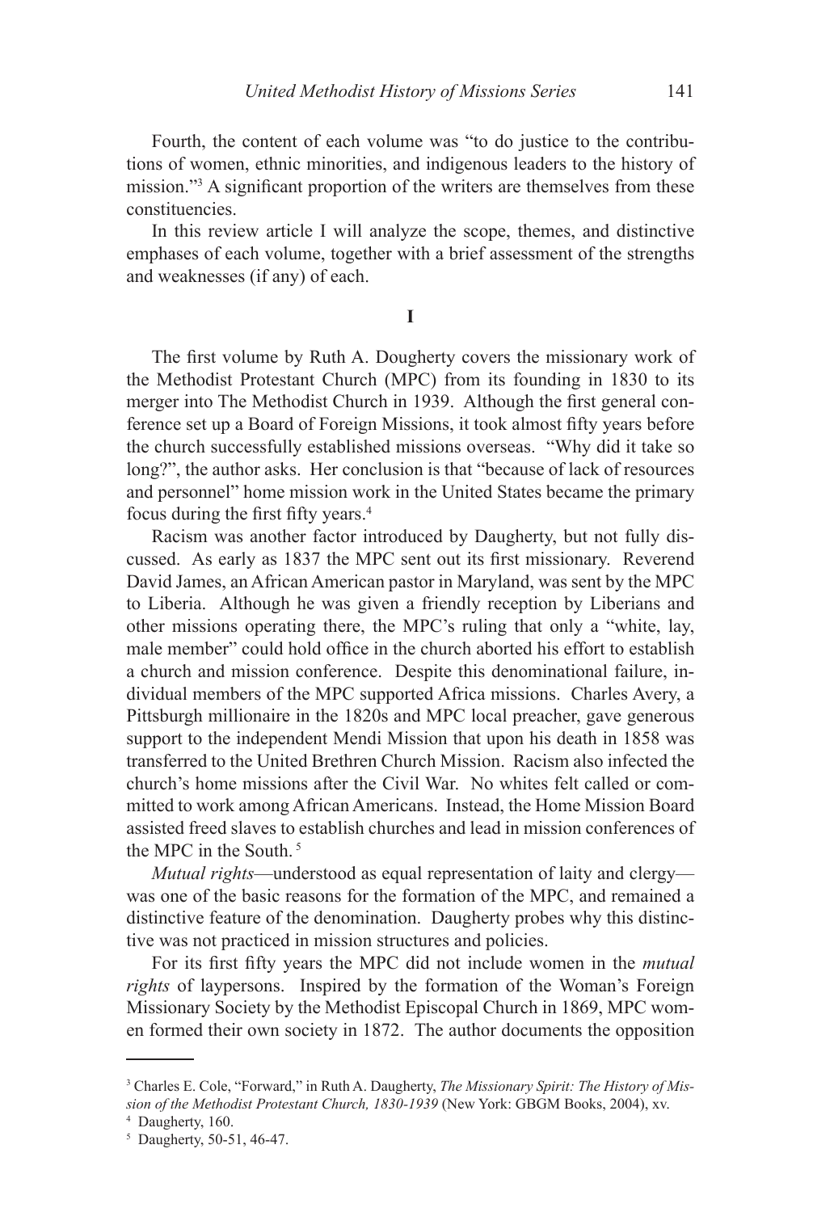Fourth, the content of each volume was "to do justice to the contributions of women, ethnic minorities, and indigenous leaders to the history of mission."[3] A significant proportion of the writers are themselves from these constituencies.

In this review article I will analyze the scope, themes, and distinctive emphases of each volume, together with a brief assessment of the strengths and weaknesses (if any) of each.

**I**

The first volume by Ruth A. Dougherty covers the missionary work of the Methodist Protestant Church (MPC) from its founding in 1830 to its merger into The Methodist Church in 1939. Although the first general conference set up a Board of Foreign Missions, it took almost fifty years before the church successfully established missions overseas. "Why did it take so long?", the author asks. Her conclusion is that "because of lack of resources and personnel" home mission work in the United States became the primary focus during the first fifty years.[4]

Racism was another factor introduced by Daugherty, but not fully discussed. As early as 1837 the MPC sent out its first missionary. Reverend David James, an African American pastor in Maryland, was sent by the MPC to Liberia. Although he was given a friendly reception by Liberians and other missions operating there, the MPC's ruling that only a "white, lay, male member" could hold office in the church aborted his effort to establish a church and mission conference. Despite this denominational failure, individual members of the MPC supported Africa missions. Charles Avery, a Pittsburgh millionaire in the 1820s and MPC local preacher, gave generous support to the independent Mendi Mission that upon his death in 1858 was transferred to the United Brethren Church Mission. Racism also infected the church's home missions after the Civil War. No whites felt called or committed to work among African Americans. Instead, the Home Mission Board assisted freed slaves to establish churches and lead in mission conferences of the MPC in the South.[5]

*Mutual rights*—understood as equal representation of laity and clergy—was one of the basic reasons for the formation of the MPC, and remained a distinctive feature of the denomination. Daugherty probes why this distinctive was not practiced in mission structures and policies.

For its first fifty years the MPC did not include women in the *mutual rights* of laypersons. Inspired by the formation of the Woman's Foreign Missionary Society by the Methodist Episcopal Church in 1869, MPC women formed their own society in 1872. The author documents the opposition

---

[3] Charles E. Cole, "Forward," in Ruth A. Daugherty, *The Missionary Spirit: The History of Mission of the Methodist Protestant Church, 1830-1939* (New York: GBGM Books, 2004), xv.

[4] Daugherty, 160.

[5] Daugherty, 50-51, 46-47.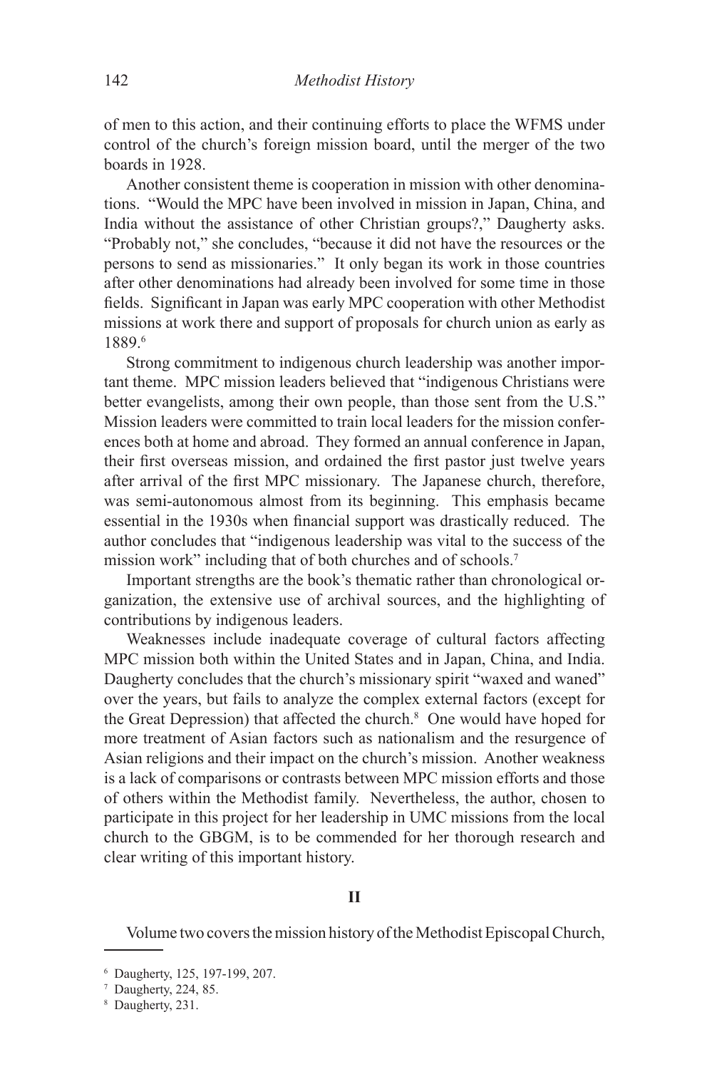of men to this action, and their continuing efforts to place the WFMS under control of the church's foreign mission board, until the merger of the two boards in 1928.

Another consistent theme is cooperation in mission with other denominations. "Would the MPC have been involved in mission in Japan, China, and India without the assistance of other Christian groups?," Daugherty asks. "Probably not," she concludes, "because it did not have the resources or the persons to send as missionaries." It only began its work in those countries after other denominations had already been involved for some time in those fields. Significant in Japan was early MPC cooperation with other Methodist missions at work there and support of proposals for church union as early as 1889.[6]

Strong commitment to indigenous church leadership was another important theme. MPC mission leaders believed that "indigenous Christians were better evangelists, among their own people, than those sent from the U.S." Mission leaders were committed to train local leaders for the mission conferences both at home and abroad. They formed an annual conference in Japan, their first overseas mission, and ordained the first pastor just twelve years after arrival of the first MPC missionary. The Japanese church, therefore, was semi-autonomous almost from its beginning. This emphasis became essential in the 1930s when financial support was drastically reduced. The author concludes that "indigenous leadership was vital to the success of the mission work" including that of both churches and of schools.[7]

Important strengths are the book's thematic rather than chronological organization, the extensive use of archival sources, and the highlighting of contributions by indigenous leaders.

Weaknesses include inadequate coverage of cultural factors affecting MPC mission both within the United States and in Japan, China, and India. Daugherty concludes that the church's missionary spirit "waxed and waned" over the years, but fails to analyze the complex external factors (except for the Great Depression) that affected the church.[8] One would have hoped for more treatment of Asian factors such as nationalism and the resurgence of Asian religions and their impact on the church's mission. Another weakness is a lack of comparisons or contrasts between MPC mission efforts and those of others within the Methodist family. Nevertheless, the author, chosen to participate in this project for her leadership in UMC missions from the local church to the GBGM, is to be commended for her thorough research and clear writing of this important history.

## II

Volume two covers the mission history of the Methodist Episcopal Church,

---

[6] Daugherty, 125, 197-199, 207.

[7] Daugherty, 224, 85.

[8] Daugherty, 231.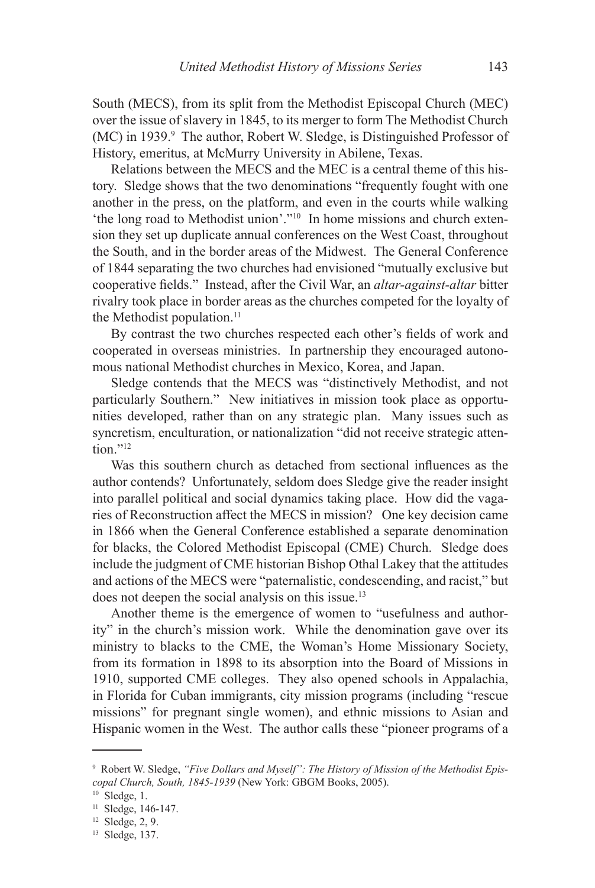South (MECS), from its split from the Methodist Episcopal Church (MEC) over the issue of slavery in 1845, to its merger to form The Methodist Church (MC) in 1939.[9] The author, Robert W. Sledge, is Distinguished Professor of History, emeritus, at McMurry University in Abilene, Texas.

Relations between the MECS and the MEC is a central theme of this history. Sledge shows that the two denominations "frequently fought with one another in the press, on the platform, and even in the courts while walking 'the long road to Methodist union'."[10] In home missions and church extension they set up duplicate annual conferences on the West Coast, throughout the South, and in the border areas of the Midwest. The General Conference of 1844 separating the two churches had envisioned "mutually exclusive but cooperative fields." Instead, after the Civil War, an *altar-against-altar* bitter rivalry took place in border areas as the churches competed for the loyalty of the Methodist population.[11]

By contrast the two churches respected each other's fields of work and cooperated in overseas ministries. In partnership they encouraged autonomous national Methodist churches in Mexico, Korea, and Japan.

Sledge contends that the MECS was "distinctively Methodist, and not particularly Southern." New initiatives in mission took place as opportunities developed, rather than on any strategic plan. Many issues such as syncretism, enculturation, or nationalization "did not receive strategic attention."[12]

Was this southern church as detached from sectional influences as the author contends? Unfortunately, seldom does Sledge give the reader insight into parallel political and social dynamics taking place. How did the vagaries of Reconstruction affect the MECS in mission? One key decision came in 1866 when the General Conference established a separate denomination for blacks, the Colored Methodist Episcopal (CME) Church. Sledge does include the judgment of CME historian Bishop Othal Lakey that the attitudes and actions of the MECS were "paternalistic, condescending, and racist," but does not deepen the social analysis on this issue.[13]

Another theme is the emergence of women to "usefulness and authority" in the church's mission work. While the denomination gave over its ministry to blacks to the CME, the Woman's Home Missionary Society, from its formation in 1898 to its absorption into the Board of Missions in 1910, supported CME colleges. They also opened schools in Appalachia, in Florida for Cuban immigrants, city mission programs (including "rescue missions" for pregnant single women), and ethnic missions to Asian and Hispanic women in the West. The author calls these "pioneer programs of a

---

[9] Robert W. Sledge, *"Five Dollars and Myself": The History of Mission of the Methodist Episcopal Church, South, 1845-1939* (New York: GBGM Books, 2005).

[10] Sledge, 1.

[11] Sledge, 146-147.

[12] Sledge, 2, 9.

[13] Sledge, 137.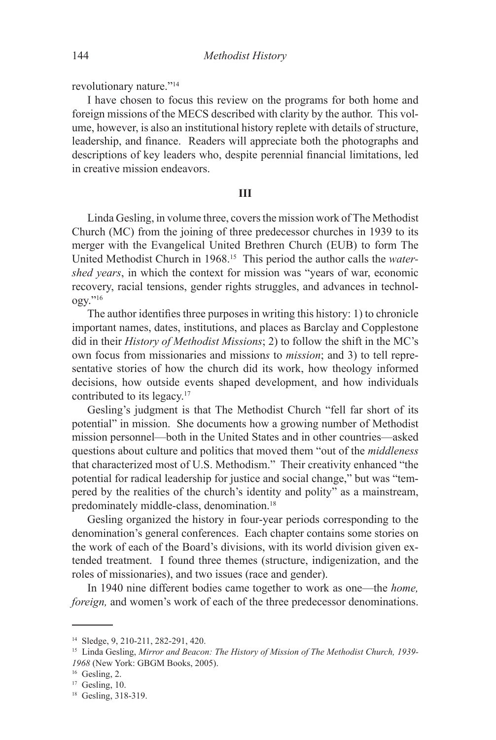revolutionary nature."[14]

I have chosen to focus this review on the programs for both home and foreign missions of the MECS described with clarity by the author. This volume, however, is also an institutional history replete with details of structure, leadership, and finance. Readers will appreciate both the photographs and descriptions of key leaders who, despite perennial financial limitations, led in creative mission endeavors.

## III

Linda Gesling, in volume three, covers the mission work of The Methodist Church (MC) from the joining of three predecessor churches in 1939 to its merger with the Evangelical United Brethren Church (EUB) to form The United Methodist Church in 1968.[15] This period the author calls the *watershed years*, in which the context for mission was "years of war, economic recovery, racial tensions, gender rights struggles, and advances in technology."[16]

The author identifies three purposes in writing this history: 1) to chronicle important names, dates, institutions, and places as Barclay and Copplestone did in their *History of Methodist Missions*; 2) to follow the shift in the MC's own focus from missionaries and mission*s* to *mission*; and 3) to tell representative stories of how the church did its work, how theology informed decisions, how outside events shaped development, and how individuals contributed to its legacy.[17]

Gesling's judgment is that The Methodist Church "fell far short of its potential" in mission. She documents how a growing number of Methodist mission personnel—both in the United States and in other countries—asked questions about culture and politics that moved them "out of the *middleness* that characterized most of U.S. Methodism." Their creativity enhanced "the potential for radical leadership for justice and social change," but was "tempered by the realities of the church's identity and polity" as a mainstream, predominately middle-class, denomination.[18]

Gesling organized the history in four-year periods corresponding to the denomination's general conferences. Each chapter contains some stories on the work of each of the Board's divisions, with its world division given extended treatment. I found three themes (structure, indigenization, and the roles of missionaries), and two issues (race and gender).

In 1940 nine different bodies came together to work as one—the *home, foreign,* and women's work of each of the three predecessor denominations.

---

[14] Sledge, 9, 210-211, 282-291, 420.

[15] Linda Gesling, *Mirror and Beacon: The History of Mission of The Methodist Church, 1939-1968* (New York: GBGM Books, 2005).

[16] Gesling, 2.

[17] Gesling, 10.

[18] Gesling, 318-319.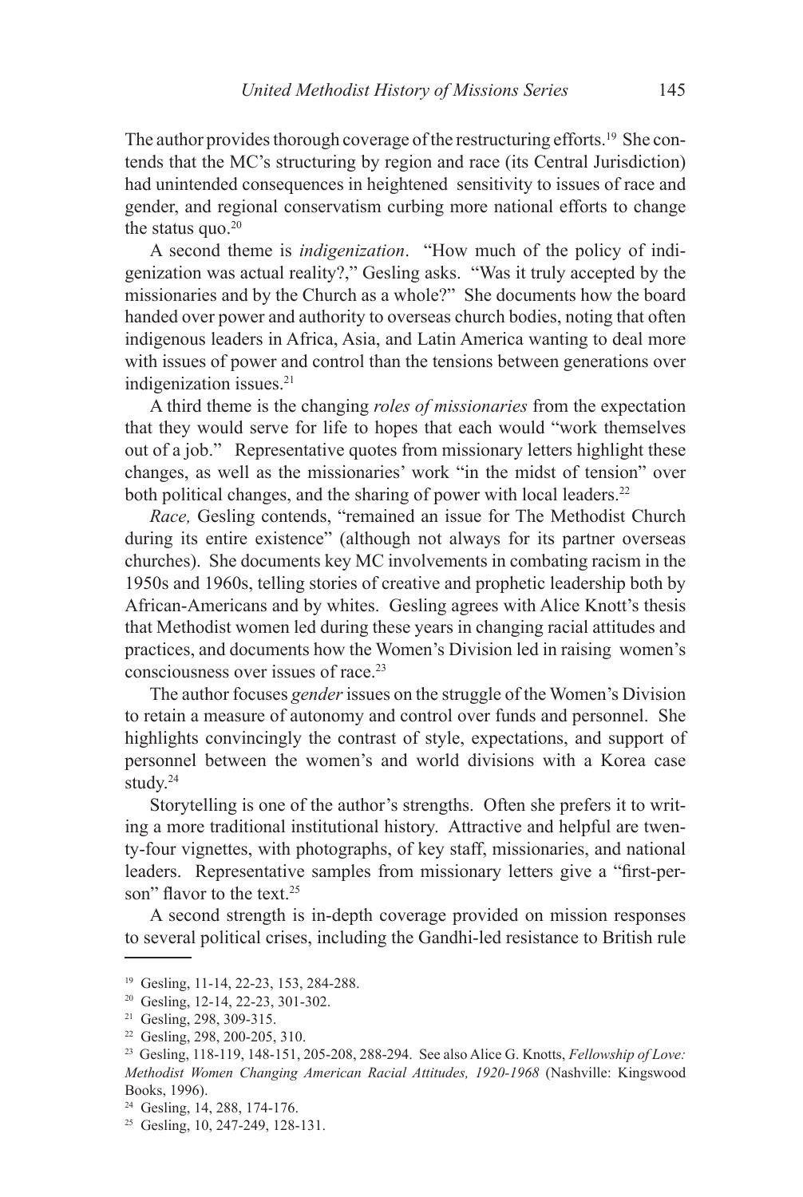The author provides thorough coverage of the restructuring efforts.[19] She contends that the MC's structuring by region and race (its Central Jurisdiction) had unintended consequences in heightened sensitivity to issues of race and gender, and regional conservatism curbing more national efforts to change the status quo.[20]

A second theme is *indigenization*. "How much of the policy of indigenization was actual reality?," Gesling asks. "Was it truly accepted by the missionaries and by the Church as a whole?" She documents how the board handed over power and authority to overseas church bodies, noting that often indigenous leaders in Africa, Asia, and Latin America wanting to deal more with issues of power and control than the tensions between generations over indigenization issues.[21]

A third theme is the changing *roles of missionaries* from the expectation that they would serve for life to hopes that each would "work themselves out of a job." Representative quotes from missionary letters highlight these changes, as well as the missionaries' work "in the midst of tension" over both political changes, and the sharing of power with local leaders.[22]

*Race,* Gesling contends, "remained an issue for The Methodist Church during its entire existence" (although not always for its partner overseas churches). She documents key MC involvements in combating racism in the 1950s and 1960s, telling stories of creative and prophetic leadership both by African-Americans and by whites. Gesling agrees with Alice Knott's thesis that Methodist women led during these years in changing racial attitudes and practices, and documents how the Women's Division led in raising women's consciousness over issues of race.[23]

The author focuses *gender* issues on the struggle of the Women's Division to retain a measure of autonomy and control over funds and personnel. She highlights convincingly the contrast of style, expectations, and support of personnel between the women's and world divisions with a Korea case study.[24]

Storytelling is one of the author's strengths. Often she prefers it to writing a more traditional institutional history. Attractive and helpful are twenty-four vignettes, with photographs, of key staff, missionaries, and national leaders. Representative samples from missionary letters give a "first-person" flavor to the text.[25]

A second strength is in-depth coverage provided on mission responses to several political crises, including the Gandhi-led resistance to British rule

---

[19] Gesling, 11-14, 22-23, 153, 284-288.

[20] Gesling, 12-14, 22-23, 301-302.

[21] Gesling, 298, 309-315.

[22] Gesling, 298, 200-205, 310.

[23] Gesling, 118-119, 148-151, 205-208, 288-294. See also Alice G. Knotts, *Fellowship of Love: Methodist Women Changing American Racial Attitudes, 1920-1968* (Nashville: Kingswood Books, 1996).

[24] Gesling, 14, 288, 174-176.

[25] Gesling, 10, 247-249, 128-131.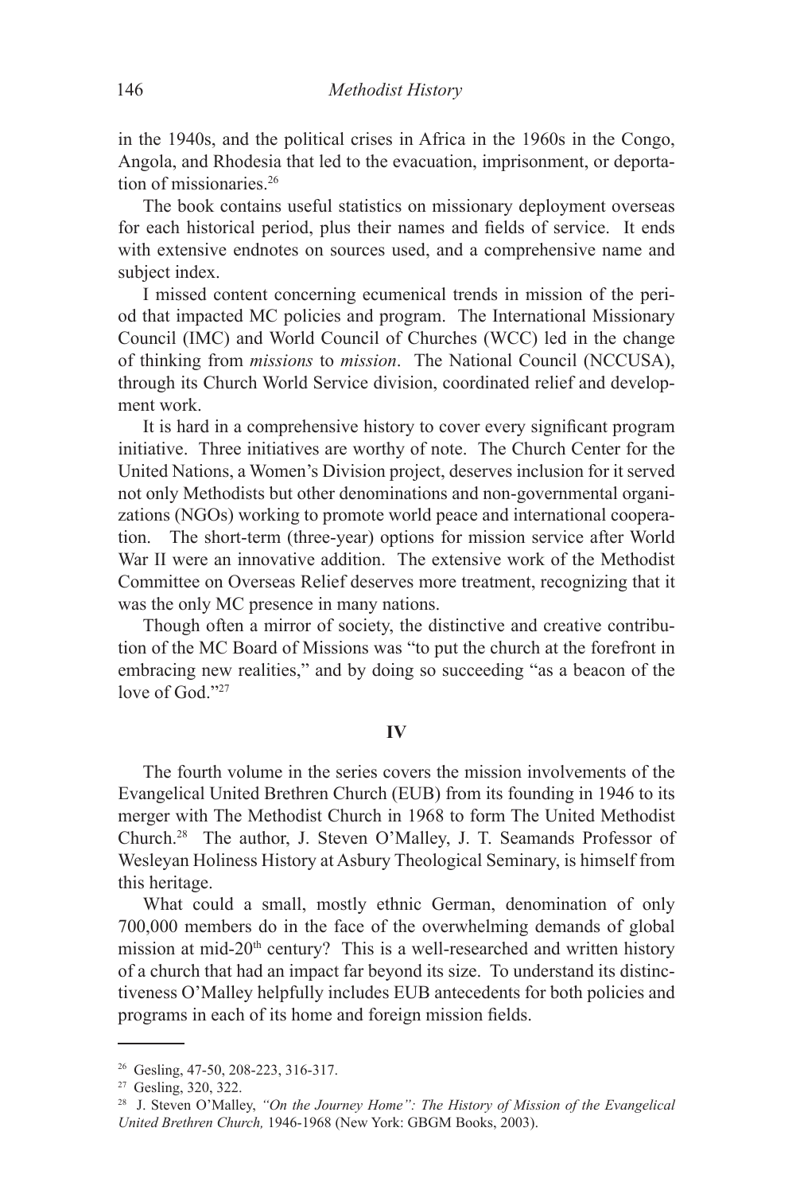in the 1940s, and the political crises in Africa in the 1960s in the Congo, Angola, and Rhodesia that led to the evacuation, imprisonment, or deportation of missionaries.[26]

The book contains useful statistics on missionary deployment overseas for each historical period, plus their names and fields of service. It ends with extensive endnotes on sources used, and a comprehensive name and subject index.

I missed content concerning ecumenical trends in mission of the period that impacted MC policies and program. The International Missionary Council (IMC) and World Council of Churches (WCC) led in the change of thinking from *missions* to *mission*. The National Council (NCCUSA), through its Church World Service division, coordinated relief and development work.

It is hard in a comprehensive history to cover every significant program initiative. Three initiatives are worthy of note. The Church Center for the United Nations, a Women's Division project, deserves inclusion for it served not only Methodists but other denominations and non-governmental organizations (NGOs) working to promote world peace and international cooperation. The short-term (three-year) options for mission service after World War II were an innovative addition. The extensive work of the Methodist Committee on Overseas Relief deserves more treatment, recognizing that it was the only MC presence in many nations.

Though often a mirror of society, the distinctive and creative contribution of the MC Board of Missions was "to put the church at the forefront in embracing new realities," and by doing so succeeding "as a beacon of the love of God."[27]

## IV

The fourth volume in the series covers the mission involvements of the Evangelical United Brethren Church (EUB) from its founding in 1946 to its merger with The Methodist Church in 1968 to form The United Methodist Church.[28] The author, J. Steven O'Malley, J. T. Seamands Professor of Wesleyan Holiness History at Asbury Theological Seminary, is himself from this heritage.

What could a small, mostly ethnic German, denomination of only 700,000 members do in the face of the overwhelming demands of global mission at mid-20th century? This is a well-researched and written history of a church that had an impact far beyond its size. To understand its distinctiveness O'Malley helpfully includes EUB antecedents for both policies and programs in each of its home and foreign mission fields.

---

[26] Gesling, 47-50, 208-223, 316-317.

[27] Gesling, 320, 322.

[28] J. Steven O'Malley, *"On the Journey Home": The History of Mission of the Evangelical United Brethren Church,* 1946-1968 (New York: GBGM Books, 2003).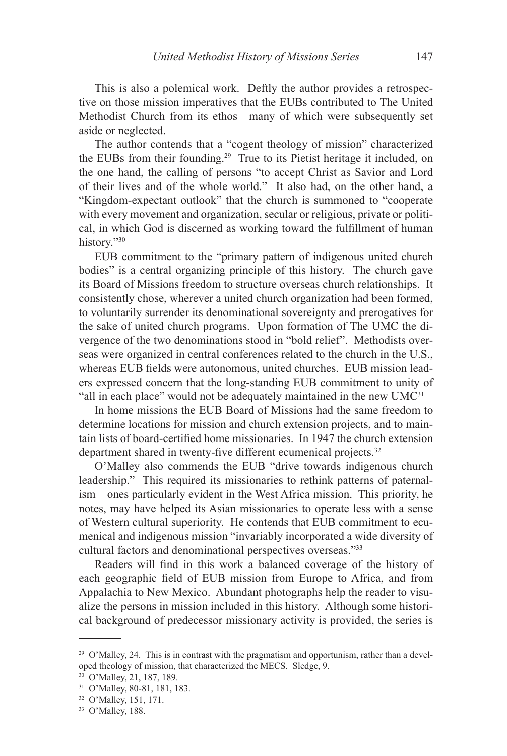This is also a polemical work. Deftly the author provides a retrospective on those mission imperatives that the EUBs contributed to The United Methodist Church from its ethos—many of which were subsequently set aside or neglected.

The author contends that a "cogent theology of mission" characterized the EUBs from their founding.[29] True to its Pietist heritage it included, on the one hand, the calling of persons "to accept Christ as Savior and Lord of their lives and of the whole world." It also had, on the other hand, a "Kingdom-expectant outlook" that the church is summoned to "cooperate with every movement and organization, secular or religious, private or political, in which God is discerned as working toward the fulfillment of human history."[30]

EUB commitment to the "primary pattern of indigenous united church bodies" is a central organizing principle of this history. The church gave its Board of Missions freedom to structure overseas church relationships. It consistently chose, wherever a united church organization had been formed, to voluntarily surrender its denominational sovereignty and prerogatives for the sake of united church programs. Upon formation of The UMC the divergence of the two denominations stood in "bold relief". Methodists overseas were organized in central conferences related to the church in the U.S., whereas EUB fields were autonomous, united churches. EUB mission leaders expressed concern that the long-standing EUB commitment to unity of "all in each place" would not be adequately maintained in the new UMC[31]

In home missions the EUB Board of Missions had the same freedom to determine locations for mission and church extension projects, and to maintain lists of board-certified home missionaries. In 1947 the church extension department shared in twenty-five different ecumenical projects.[32]

O'Malley also commends the EUB "drive towards indigenous church leadership." This required its missionaries to rethink patterns of paternalism—ones particularly evident in the West Africa mission. This priority, he notes, may have helped its Asian missionaries to operate less with a sense of Western cultural superiority. He contends that EUB commitment to ecumenical and indigenous mission "invariably incorporated a wide diversity of cultural factors and denominational perspectives overseas."[33]

Readers will find in this work a balanced coverage of the history of each geographic field of EUB mission from Europe to Africa, and from Appalachia to New Mexico. Abundant photographs help the reader to visualize the persons in mission included in this history. Although some historical background of predecessor missionary activity is provided, the series is

---

[29] O'Malley, 24. This is in contrast with the pragmatism and opportunism, rather than a developed theology of mission, that characterized the MECS. Sledge, 9.

[30] O'Malley, 21, 187, 189.

[31] O'Malley, 80-81, 181, 183.

[32] O'Malley, 151, 171.

[33] O'Malley, 188.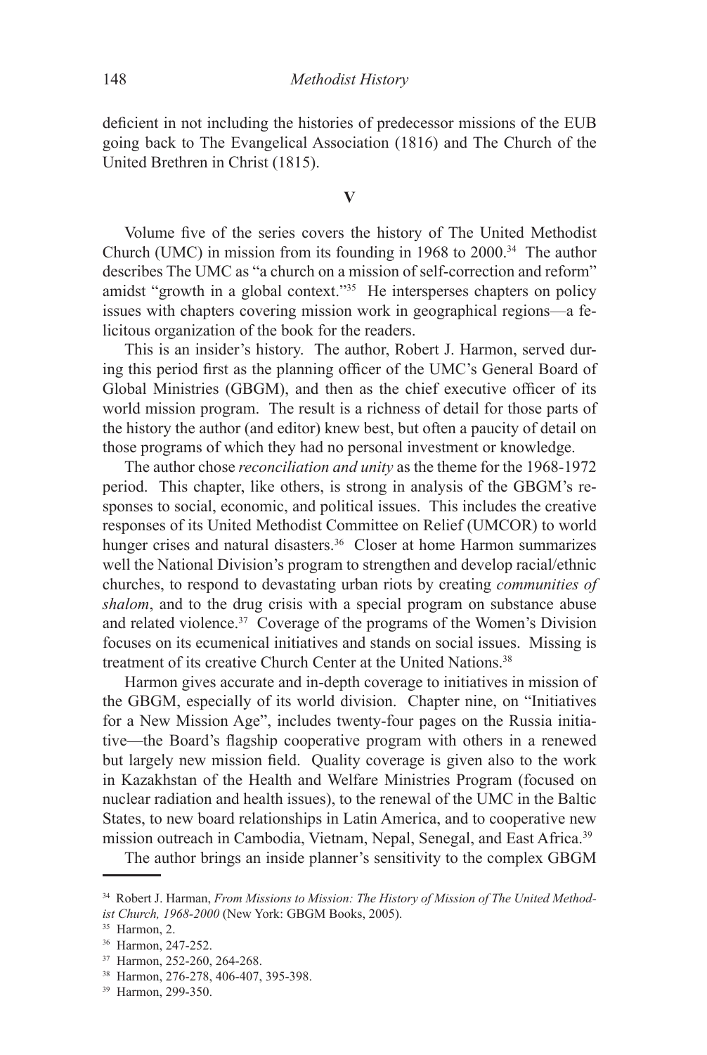deficient in not including the histories of predecessor missions of the EUB going back to The Evangelical Association (1816) and The Church of the United Brethren in Christ (1815).

## V

Volume five of the series covers the history of The United Methodist Church (UMC) in mission from its founding in 1968 to 2000.[34] The author describes The UMC as "a church on a mission of self-correction and reform" amidst "growth in a global context."[35] He intersperses chapters on policy issues with chapters covering mission work in geographical regions—a felicitous organization of the book for the readers.

This is an insider's history. The author, Robert J. Harmon, served during this period first as the planning officer of the UMC's General Board of Global Ministries (GBGM), and then as the chief executive officer of its world mission program. The result is a richness of detail for those parts of the history the author (and editor) knew best, but often a paucity of detail on those programs of which they had no personal investment or knowledge.

The author chose *reconciliation and unity* as the theme for the 1968-1972 period. This chapter, like others, is strong in analysis of the GBGM's responses to social, economic, and political issues. This includes the creative responses of its United Methodist Committee on Relief (UMCOR) to world hunger crises and natural disasters.[36] Closer at home Harmon summarizes well the National Division's program to strengthen and develop racial/ethnic churches, to respond to devastating urban riots by creating *communities of shalom*, and to the drug crisis with a special program on substance abuse and related violence.[37] Coverage of the programs of the Women's Division focuses on its ecumenical initiatives and stands on social issues. Missing is treatment of its creative Church Center at the United Nations.[38]

Harmon gives accurate and in-depth coverage to initiatives in mission of the GBGM, especially of its world division. Chapter nine, on "Initiatives for a New Mission Age", includes twenty-four pages on the Russia initiative—the Board's flagship cooperative program with others in a renewed but largely new mission field. Quality coverage is given also to the work in Kazakhstan of the Health and Welfare Ministries Program (focused on nuclear radiation and health issues), to the renewal of the UMC in the Baltic States, to new board relationships in Latin America, and to cooperative new mission outreach in Cambodia, Vietnam, Nepal, Senegal, and East Africa.[39]

The author brings an inside planner's sensitivity to the complex GBGM

---

[34] Robert J. Harman, *From Missions to Mission: The History of Mission of The United Methodist Church, 1968-2000* (New York: GBGM Books, 2005).

[35] Harmon, 2.

[36] Harmon, 247-252.

[37] Harmon, 252-260, 264-268.

[38] Harmon, 276-278, 406-407, 395-398.

[39] Harmon, 299-350.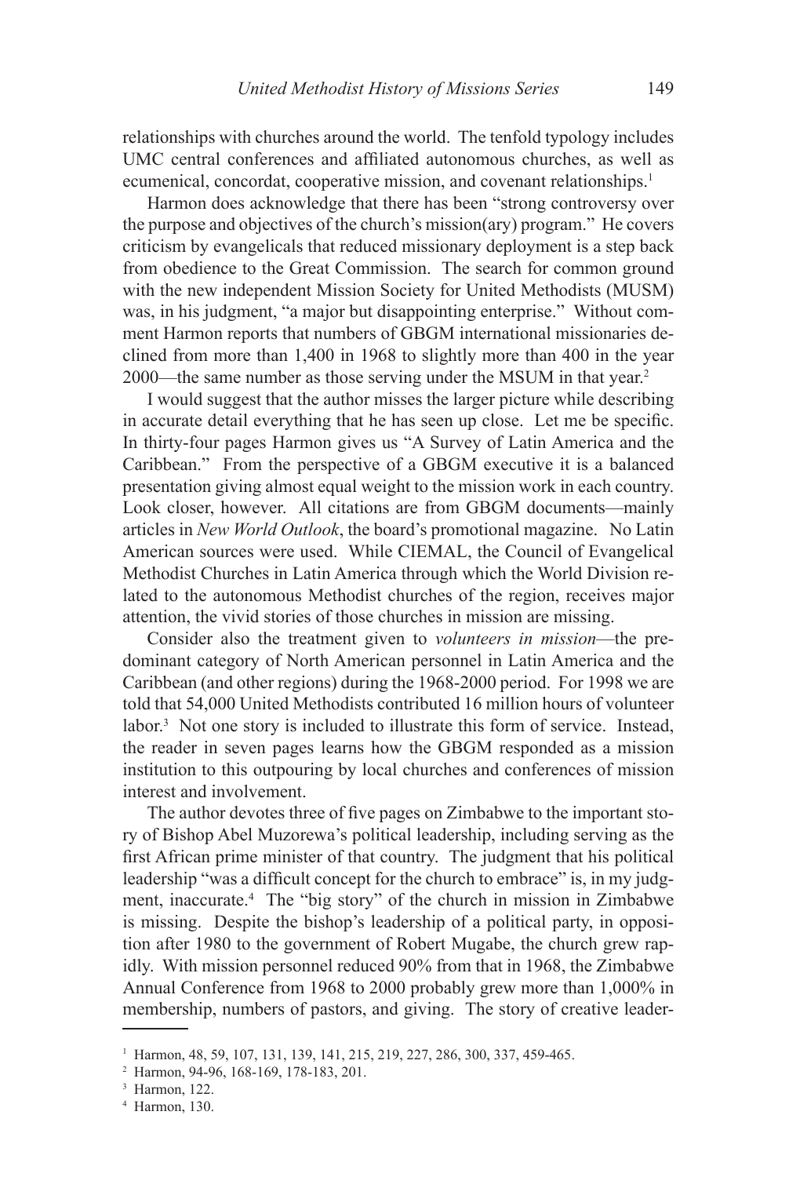relationships with churches around the world. The tenfold typology includes UMC central conferences and affiliated autonomous churches, as well as ecumenical, concordat, cooperative mission, and covenant relationships.[1]

Harmon does acknowledge that there has been "strong controversy over the purpose and objectives of the church's mission(ary) program." He covers criticism by evangelicals that reduced missionary deployment is a step back from obedience to the Great Commission. The search for common ground with the new independent Mission Society for United Methodists (MUSM) was, in his judgment, "a major but disappointing enterprise." Without comment Harmon reports that numbers of GBGM international missionaries declined from more than 1,400 in 1968 to slightly more than 400 in the year 2000—the same number as those serving under the MSUM in that year.[2]

I would suggest that the author misses the larger picture while describing in accurate detail everything that he has seen up close. Let me be specific. In thirty-four pages Harmon gives us "A Survey of Latin America and the Caribbean." From the perspective of a GBGM executive it is a balanced presentation giving almost equal weight to the mission work in each country. Look closer, however. All citations are from GBGM documents—mainly articles in *New World Outlook*, the board's promotional magazine. No Latin American sources were used. While CIEMAL, the Council of Evangelical Methodist Churches in Latin America through which the World Division related to the autonomous Methodist churches of the region, receives major attention, the vivid stories of those churches in mission are missing.

Consider also the treatment given to *volunteers in mission*—the predominant category of North American personnel in Latin America and the Caribbean (and other regions) during the 1968-2000 period. For 1998 we are told that 54,000 United Methodists contributed 16 million hours of volunteer labor.[3] Not one story is included to illustrate this form of service. Instead, the reader in seven pages learns how the GBGM responded as a mission institution to this outpouring by local churches and conferences of mission interest and involvement.

The author devotes three of five pages on Zimbabwe to the important story of Bishop Abel Muzorewa's political leadership, including serving as the first African prime minister of that country. The judgment that his political leadership "was a difficult concept for the church to embrace" is, in my judgment, inaccurate.[4] The "big story" of the church in mission in Zimbabwe is missing. Despite the bishop's leadership of a political party, in opposition after 1980 to the government of Robert Mugabe, the church grew rapidly. With mission personnel reduced 90% from that in 1968, the Zimbabwe Annual Conference from 1968 to 2000 probably grew more than 1,000% in membership, numbers of pastors, and giving. The story of creative leader-

---

[1] Harmon, 48, 59, 107, 131, 139, 141, 215, 219, 227, 286, 300, 337, 459-465.

[2] Harmon, 94-96, 168-169, 178-183, 201.

[3] Harmon, 122.

[4] Harmon, 130.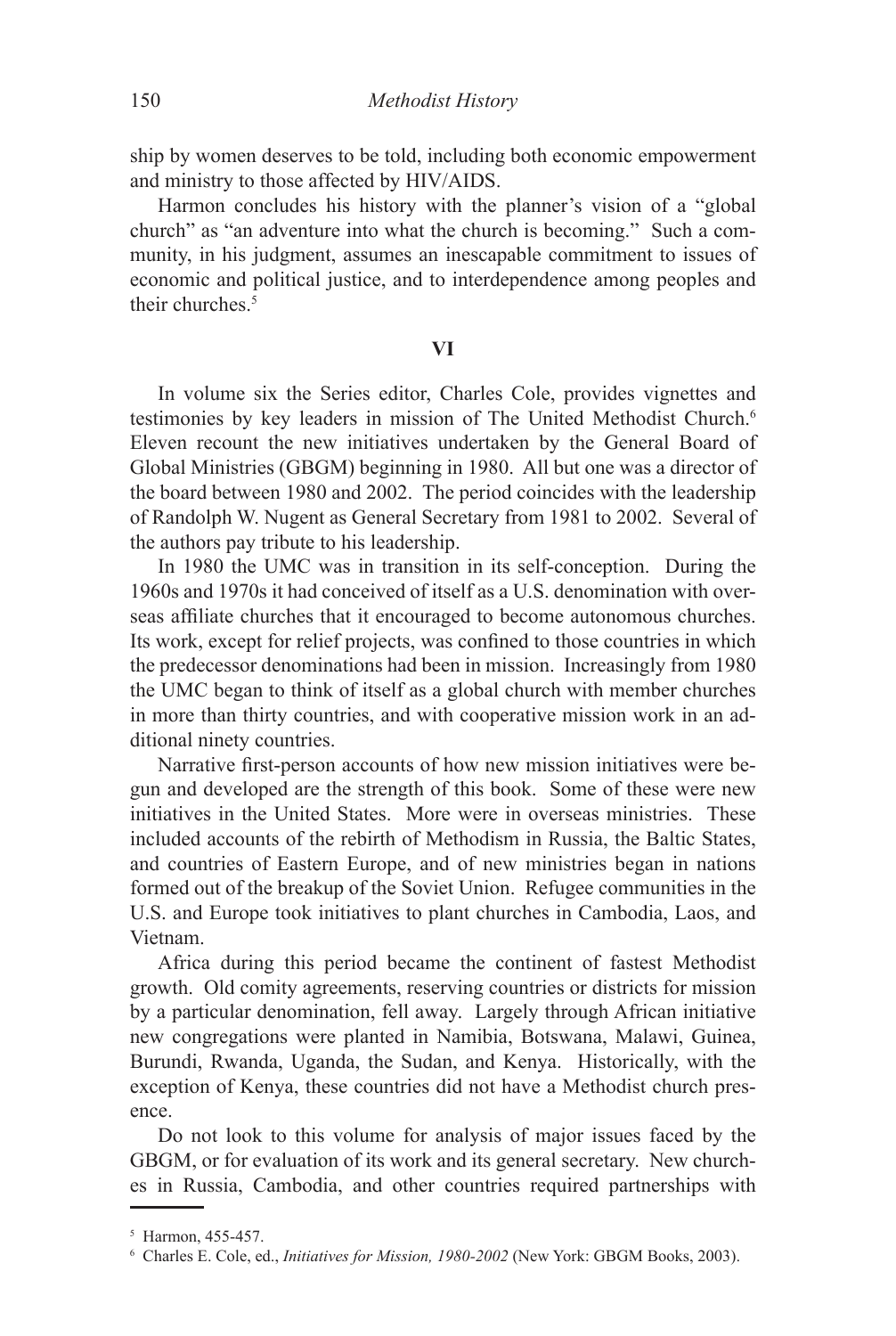ship by women deserves to be told, including both economic empowerment and ministry to those affected by HIV/AIDS.

Harmon concludes his history with the planner's vision of a "global church" as "an adventure into what the church is becoming." Such a community, in his judgment, assumes an inescapable commitment to issues of economic and political justice, and to interdependence among peoples and their churches.[5]

## VI

In volume six the Series editor, Charles Cole, provides vignettes and testimonies by key leaders in mission of The United Methodist Church.[6] Eleven recount the new initiatives undertaken by the General Board of Global Ministries (GBGM) beginning in 1980. All but one was a director of the board between 1980 and 2002. The period coincides with the leadership of Randolph W. Nugent as General Secretary from 1981 to 2002. Several of the authors pay tribute to his leadership.

In 1980 the UMC was in transition in its self-conception. During the 1960s and 1970s it had conceived of itself as a U.S. denomination with overseas affiliate churches that it encouraged to become autonomous churches. Its work, except for relief projects, was confined to those countries in which the predecessor denominations had been in mission. Increasingly from 1980 the UMC began to think of itself as a global church with member churches in more than thirty countries, and with cooperative mission work in an additional ninety countries.

Narrative first-person accounts of how new mission initiatives were begun and developed are the strength of this book. Some of these were new initiatives in the United States. More were in overseas ministries. These included accounts of the rebirth of Methodism in Russia, the Baltic States, and countries of Eastern Europe, and of new ministries began in nations formed out of the breakup of the Soviet Union. Refugee communities in the U.S. and Europe took initiatives to plant churches in Cambodia, Laos, and Vietnam.

Africa during this period became the continent of fastest Methodist growth. Old comity agreements, reserving countries or districts for mission by a particular denomination, fell away. Largely through African initiative new congregations were planted in Namibia, Botswana, Malawi, Guinea, Burundi, Rwanda, Uganda, the Sudan, and Kenya. Historically, with the exception of Kenya, these countries did not have a Methodist church presence.

Do not look to this volume for analysis of major issues faced by the GBGM, or for evaluation of its work and its general secretary. New churches in Russia, Cambodia, and other countries required partnerships with

---

[5] Harmon, 455-457.

[6] Charles E. Cole, ed., *Initiatives for Mission, 1980-2002* (New York: GBGM Books, 2003).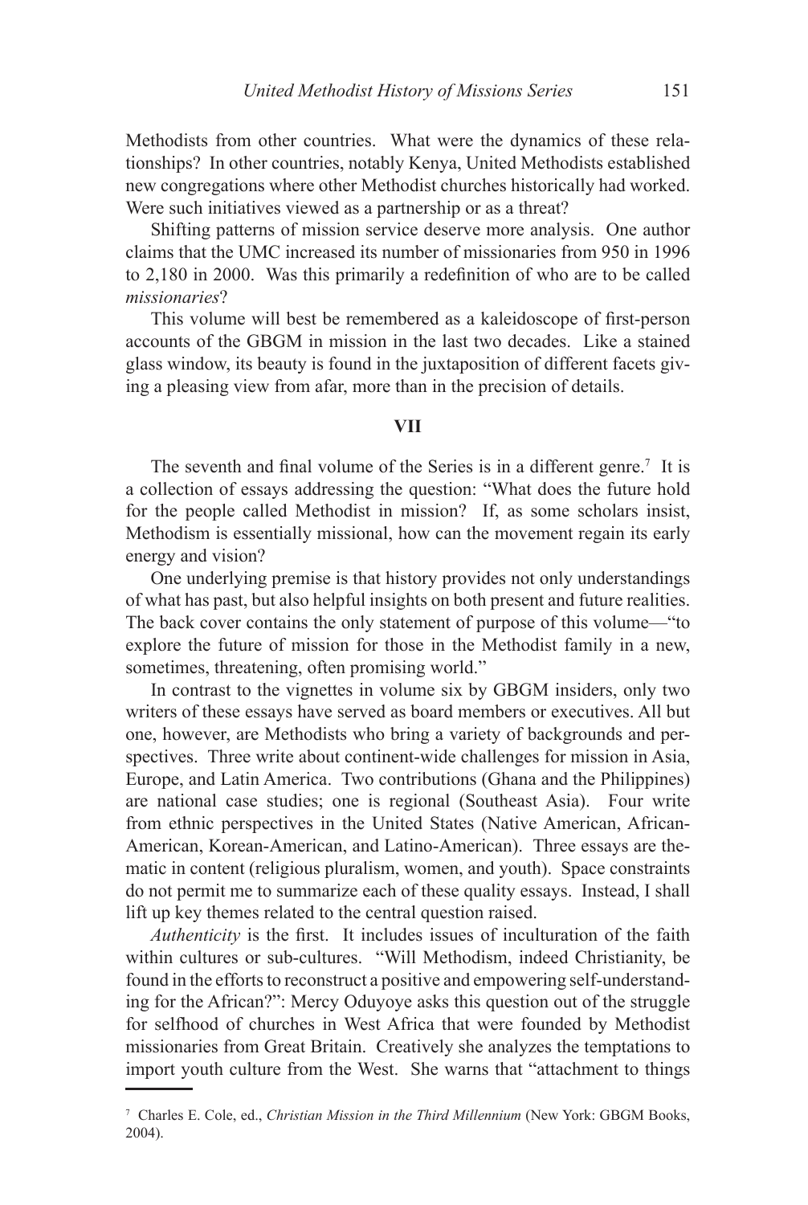Methodists from other countries. What were the dynamics of these relationships? In other countries, notably Kenya, United Methodists established new congregations where other Methodist churches historically had worked. Were such initiatives viewed as a partnership or as a threat?

Shifting patterns of mission service deserve more analysis. One author claims that the UMC increased its number of missionaries from 950 in 1996 to 2,180 in 2000. Was this primarily a redefinition of who are to be called *missionaries*?

This volume will best be remembered as a kaleidoscope of first-person accounts of the GBGM in mission in the last two decades. Like a stained glass window, its beauty is found in the juxtaposition of different facets giving a pleasing view from afar, more than in the precision of details.

## VII

The seventh and final volume of the Series is in a different genre.[7] It is a collection of essays addressing the question: "What does the future hold for the people called Methodist in mission? If, as some scholars insist, Methodism is essentially missional, how can the movement regain its early energy and vision?

One underlying premise is that history provides not only understandings of what has past, but also helpful insights on both present and future realities. The back cover contains the only statement of purpose of this volume—"to explore the future of mission for those in the Methodist family in a new, sometimes, threatening, often promising world."

In contrast to the vignettes in volume six by GBGM insiders, only two writers of these essays have served as board members or executives. All but one, however, are Methodists who bring a variety of backgrounds and perspectives. Three write about continent-wide challenges for mission in Asia, Europe, and Latin America. Two contributions (Ghana and the Philippines) are national case studies; one is regional (Southeast Asia). Four write from ethnic perspectives in the United States (Native American, African-American, Korean-American, and Latino-American). Three essays are thematic in content (religious pluralism, women, and youth). Space constraints do not permit me to summarize each of these quality essays. Instead, I shall lift up key themes related to the central question raised.

*Authenticity* is the first. It includes issues of inculturation of the faith within cultures or sub-cultures. "Will Methodism, indeed Christianity, be found in the efforts to reconstruct a positive and empowering self-understanding for the African?": Mercy Oduyoye asks this question out of the struggle for selfhood of churches in West Africa that were founded by Methodist missionaries from Great Britain. Creatively she analyzes the temptations to import youth culture from the West. She warns that "attachment to things

---

[7] Charles E. Cole, ed., *Christian Mission in the Third Millennium* (New York: GBGM Books, 2004).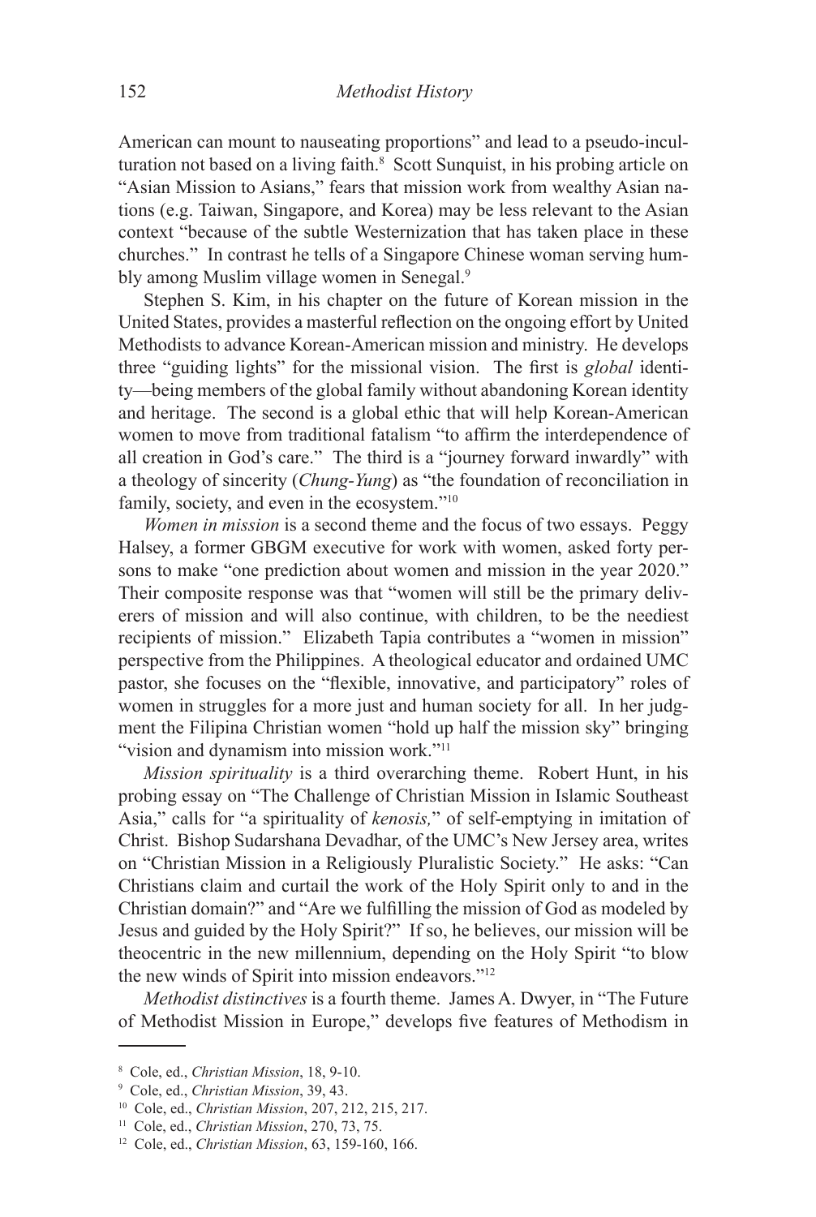American can mount to nauseating proportions" and lead to a pseudo-inculturation not based on a living faith.[8] Scott Sunquist, in his probing article on "Asian Mission to Asians," fears that mission work from wealthy Asian nations (e.g. Taiwan, Singapore, and Korea) may be less relevant to the Asian context "because of the subtle Westernization that has taken place in these churches." In contrast he tells of a Singapore Chinese woman serving humbly among Muslim village women in Senegal.[9]

Stephen S. Kim, in his chapter on the future of Korean mission in the United States, provides a masterful reflection on the ongoing effort by United Methodists to advance Korean-American mission and ministry. He develops three "guiding lights" for the missional vision. The first is *global* identity—being members of the global family without abandoning Korean identity and heritage. The second is a global ethic that will help Korean-American women to move from traditional fatalism "to affirm the interdependence of all creation in God's care." The third is a "journey forward inwardly" with a theology of sincerity (*Chung-Yung*) as "the foundation of reconciliation in family, society, and even in the ecosystem."[10]

*Women in mission* is a second theme and the focus of two essays. Peggy Halsey, a former GBGM executive for work with women, asked forty persons to make "one prediction about women and mission in the year 2020." Their composite response was that "women will still be the primary deliverers of mission and will also continue, with children, to be the neediest recipients of mission." Elizabeth Tapia contributes a "women in mission" perspective from the Philippines. A theological educator and ordained UMC pastor, she focuses on the "flexible, innovative, and participatory" roles of women in struggles for a more just and human society for all. In her judgment the Filipina Christian women "hold up half the mission sky" bringing "vision and dynamism into mission work."[11]

*Mission spirituality* is a third overarching theme. Robert Hunt, in his probing essay on "The Challenge of Christian Mission in Islamic Southeast Asia," calls for "a spirituality of *kenosis,*" of self-emptying in imitation of Christ. Bishop Sudarshana Devadhar, of the UMC's New Jersey area, writes on "Christian Mission in a Religiously Pluralistic Society." He asks: "Can Christians claim and curtail the work of the Holy Spirit only to and in the Christian domain?" and "Are we fulfilling the mission of God as modeled by Jesus and guided by the Holy Spirit?" If so, he believes, our mission will be theocentric in the new millennium, depending on the Holy Spirit "to blow the new winds of Spirit into mission endeavors."[12]

*Methodist distinctives* is a fourth theme. James A. Dwyer, in "The Future of Methodist Mission in Europe," develops five features of Methodism in

---

[8] Cole, ed., *Christian Mission*, 18, 9-10.

[9] Cole, ed., *Christian Mission*, 39, 43.

[10] Cole, ed., *Christian Mission*, 207, 212, 215, 217.

[11] Cole, ed., *Christian Mission*, 270, 73, 75.

[12] Cole, ed., *Christian Mission*, 63, 159-160, 166.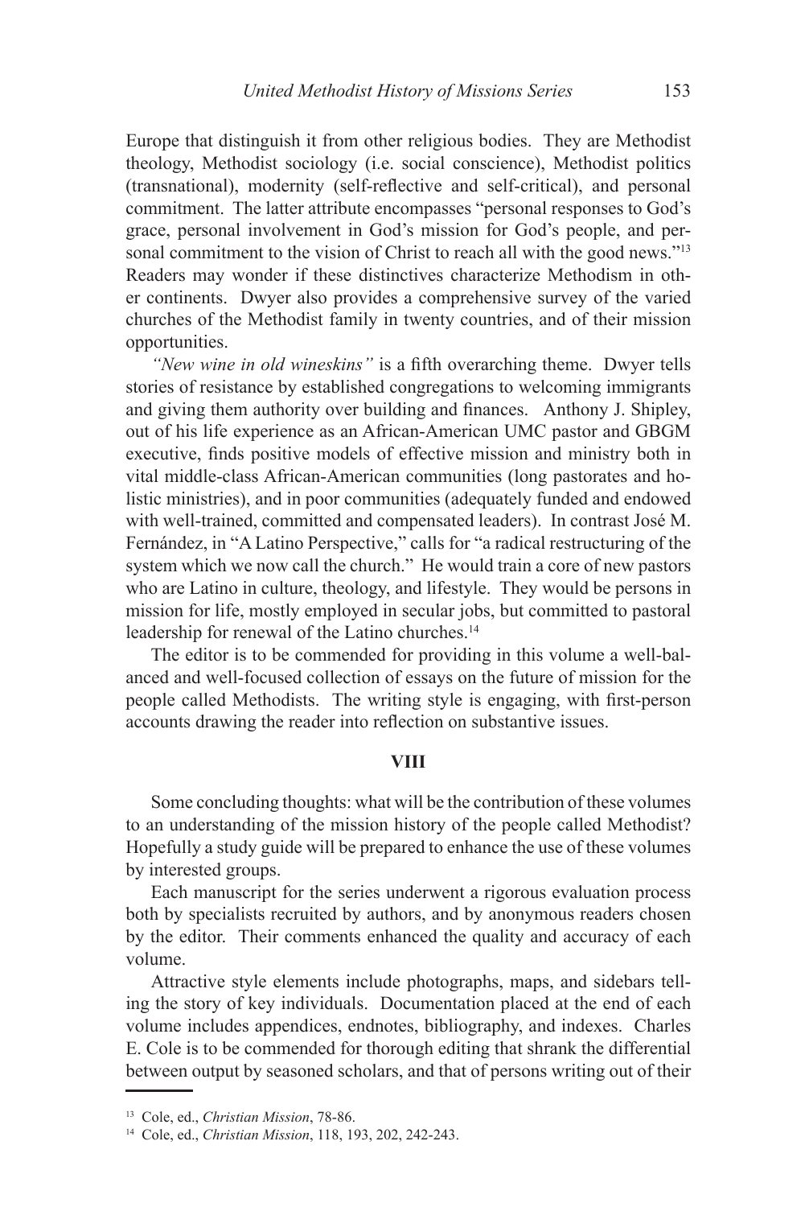Europe that distinguish it from other religious bodies. They are Methodist theology, Methodist sociology (i.e. social conscience), Methodist politics (transnational), modernity (self-reflective and self-critical), and personal commitment. The latter attribute encompasses "personal responses to God's grace, personal involvement in God's mission for God's people, and personal commitment to the vision of Christ to reach all with the good news."[13] Readers may wonder if these distinctives characterize Methodism in other continents. Dwyer also provides a comprehensive survey of the varied churches of the Methodist family in twenty countries, and of their mission opportunities.

*"New wine in old wineskins"* is a fifth overarching theme. Dwyer tells stories of resistance by established congregations to welcoming immigrants and giving them authority over building and finances. Anthony J. Shipley, out of his life experience as an African-American UMC pastor and GBGM executive, finds positive models of effective mission and ministry both in vital middle-class African-American communities (long pastorates and holistic ministries), and in poor communities (adequately funded and endowed with well-trained, committed and compensated leaders). In contrast José M. Fernández, in "A Latino Perspective," calls for "a radical restructuring of the system which we now call the church." He would train a core of new pastors who are Latino in culture, theology, and lifestyle. They would be persons in mission for life, mostly employed in secular jobs, but committed to pastoral leadership for renewal of the Latino churches.[14]

The editor is to be commended for providing in this volume a well-balanced and well-focused collection of essays on the future of mission for the people called Methodists. The writing style is engaging, with first-person accounts drawing the reader into reflection on substantive issues.

## VIII

Some concluding thoughts: what will be the contribution of these volumes to an understanding of the mission history of the people called Methodist? Hopefully a study guide will be prepared to enhance the use of these volumes by interested groups.

Each manuscript for the series underwent a rigorous evaluation process both by specialists recruited by authors, and by anonymous readers chosen by the editor. Their comments enhanced the quality and accuracy of each volume.

Attractive style elements include photographs, maps, and sidebars telling the story of key individuals. Documentation placed at the end of each volume includes appendices, endnotes, bibliography, and indexes. Charles E. Cole is to be commended for thorough editing that shrank the differential between output by seasoned scholars, and that of persons writing out of their

---

[13] Cole, ed., *Christian Mission*, 78-86.

[14] Cole, ed., *Christian Mission*, 118, 193, 202, 242-243.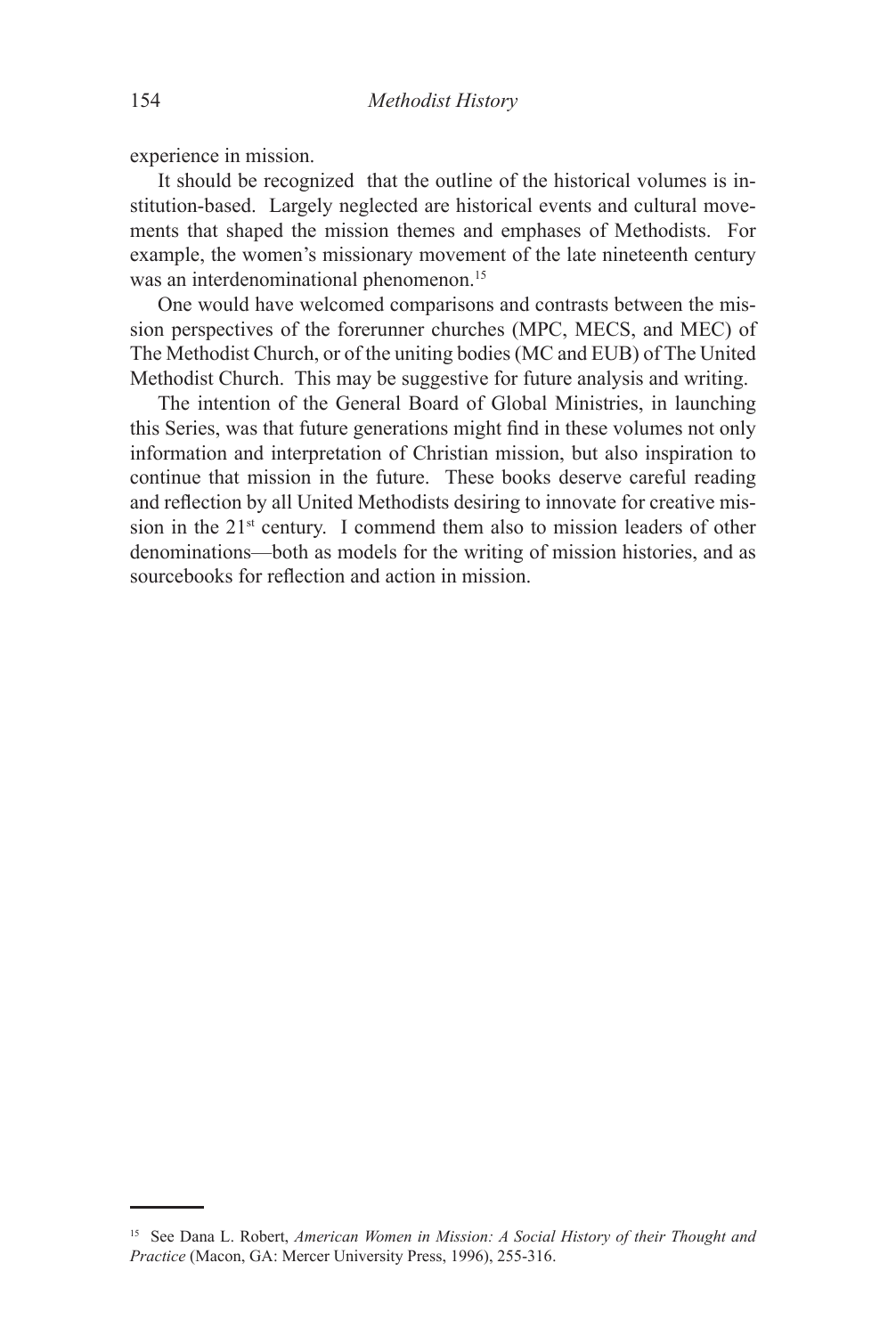experience in mission.

It should be recognized that the outline of the historical volumes is institution-based. Largely neglected are historical events and cultural movements that shaped the mission themes and emphases of Methodists. For example, the women's missionary movement of the late nineteenth century was an interdenominational phenomenon.[15]

One would have welcomed comparisons and contrasts between the mission perspectives of the forerunner churches (MPC, MECS, and MEC) of The Methodist Church, or of the uniting bodies (MC and EUB) of The United Methodist Church. This may be suggestive for future analysis and writing.

The intention of the General Board of Global Ministries, in launching this Series, was that future generations might find in these volumes not only information and interpretation of Christian mission, but also inspiration to continue that mission in the future. These books deserve careful reading and reflection by all United Methodists desiring to innovate for creative mission in the 21st century. I commend them also to mission leaders of other denominations—both as models for the writing of mission histories, and as sourcebooks for reflection and action in mission.

---

[15] See Dana L. Robert, *American Women in Mission: A Social History of their Thought and Practice* (Macon, GA: Mercer University Press, 1996), 255-316.